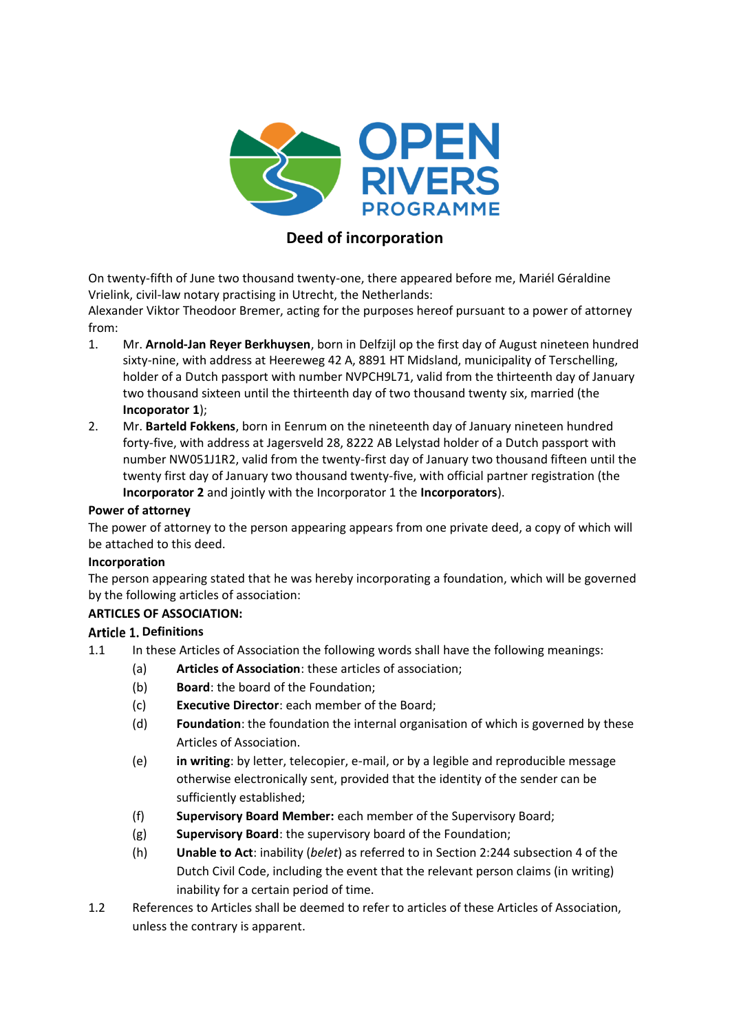# Deed of incorporation

On twenty-fifth of June two thousand twenty-one, there appeared before me, Mariél Géraldine Vrielink, civil-law notary practising in Utrecht, the Netherlands:
Alexander Viktor Theodoor Bremer, acting for the purposes hereof pursuant to a power of attorney from:

1. Mr. **Arnold-Jan Reyer Berkhuysen**, born in Delfzijl op the first day of August nineteen hundred sixty-nine, with address at Heereweg 42 A, 8891 HT Midsland, municipality of Terschelling, holder of a Dutch passport with number NVPCH9L71, valid from the thirteenth day of January two thousand sixteen until the thirteenth day of two thousand twenty six, married (the **Incoporator 1**);
2. Mr. **Barteld Fokkens**, born in Eenrum on the nineteenth day of January nineteen hundred forty-five, with address at Jagersveld 28, 8222 AB Lelystad holder of a Dutch passport with number NW051J1R2, valid from the twenty-first day of January two thousand fifteen until the twenty first day of January two thousand twenty-five, with official partner registration (the **Incorporator 2** and jointly with the Incorporator 1 the **Incorporators**).

**Power of attorney**

The power of attorney to the person appearing appears from one private deed, a copy of which will be attached to this deed.

**Incorporation**

The person appearing stated that he was hereby incorporating a foundation, which will be governed by the following articles of association:

**ARTICLES OF ASSOCIATION:**

## Article 1. Definitions

1.1 In these Articles of Association the following words shall have the following meanings:

(a) **Articles of Association**: these articles of association;

(b) **Board**: the board of the Foundation;

(c) **Executive Director**: each member of the Board;

(d) **Foundation**: the foundation the internal organisation of which is governed by these Articles of Association.

(e) **in writing**: by letter, telecopier, e-mail, or by a legible and reproducible message otherwise electronically sent, provided that the identity of the sender can be sufficiently established;

(f) **Supervisory Board Member:** each member of the Supervisory Board;

(g) **Supervisory Board**: the supervisory board of the Foundation;

(h) **Unable to Act**: inability (*belet*) as referred to in Section 2:244 subsection 4 of the Dutch Civil Code, including the event that the relevant person claims (in writing) inability for a certain period of time.

1.2 References to Articles shall be deemed to refer to articles of these Articles of Association, unless the contrary is apparent.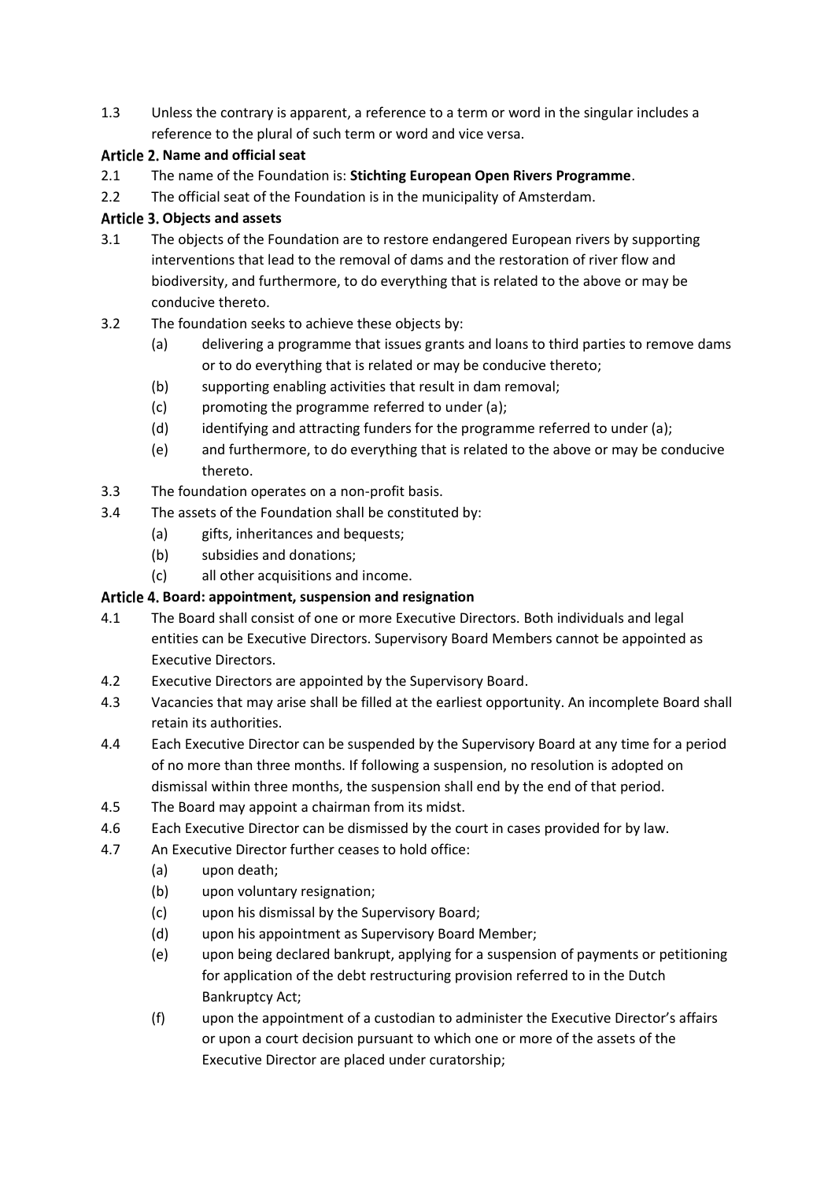1.3 Unless the contrary is apparent, a reference to a term or word in the singular includes a reference to the plural of such term or word and vice versa.

## Article 2. Name and official seat

2.1 The name of the Foundation is: **Stichting European Open Rivers Programme**.

2.2 The official seat of the Foundation is in the municipality of Amsterdam.

## Article 3. Objects and assets

3.1 The objects of the Foundation are to restore endangered European rivers by supporting interventions that lead to the removal of dams and the restoration of river flow and biodiversity, and furthermore, to do everything that is related to the above or may be conducive thereto.

3.2 The foundation seeks to achieve these objects by:

- (a) delivering a programme that issues grants and loans to third parties to remove dams or to do everything that is related or may be conducive thereto;
- (b) supporting enabling activities that result in dam removal;
- (c) promoting the programme referred to under (a);
- (d) identifying and attracting funders for the programme referred to under (a);
- (e) and furthermore, to do everything that is related to the above or may be conducive thereto.

3.3 The foundation operates on a non-profit basis.

3.4 The assets of the Foundation shall be constituted by:

- (a) gifts, inheritances and bequests;
- (b) subsidies and donations;
- (c) all other acquisitions and income.

## Article 4. Board: appointment, suspension and resignation

4.1 The Board shall consist of one or more Executive Directors. Both individuals and legal entities can be Executive Directors. Supervisory Board Members cannot be appointed as Executive Directors.

4.2 Executive Directors are appointed by the Supervisory Board.

4.3 Vacancies that may arise shall be filled at the earliest opportunity. An incomplete Board shall retain its authorities.

4.4 Each Executive Director can be suspended by the Supervisory Board at any time for a period of no more than three months. If following a suspension, no resolution is adopted on dismissal within three months, the suspension shall end by the end of that period.

4.5 The Board may appoint a chairman from its midst.

4.6 Each Executive Director can be dismissed by the court in cases provided for by law.

4.7 An Executive Director further ceases to hold office:

- (a) upon death;
- (b) upon voluntary resignation;
- (c) upon his dismissal by the Supervisory Board;
- (d) upon his appointment as Supervisory Board Member;
- (e) upon being declared bankrupt, applying for a suspension of payments or petitioning for application of the debt restructuring provision referred to in the Dutch Bankruptcy Act;
- (f) upon the appointment of a custodian to administer the Executive Director's affairs or upon a court decision pursuant to which one or more of the assets of the Executive Director are placed under curatorship;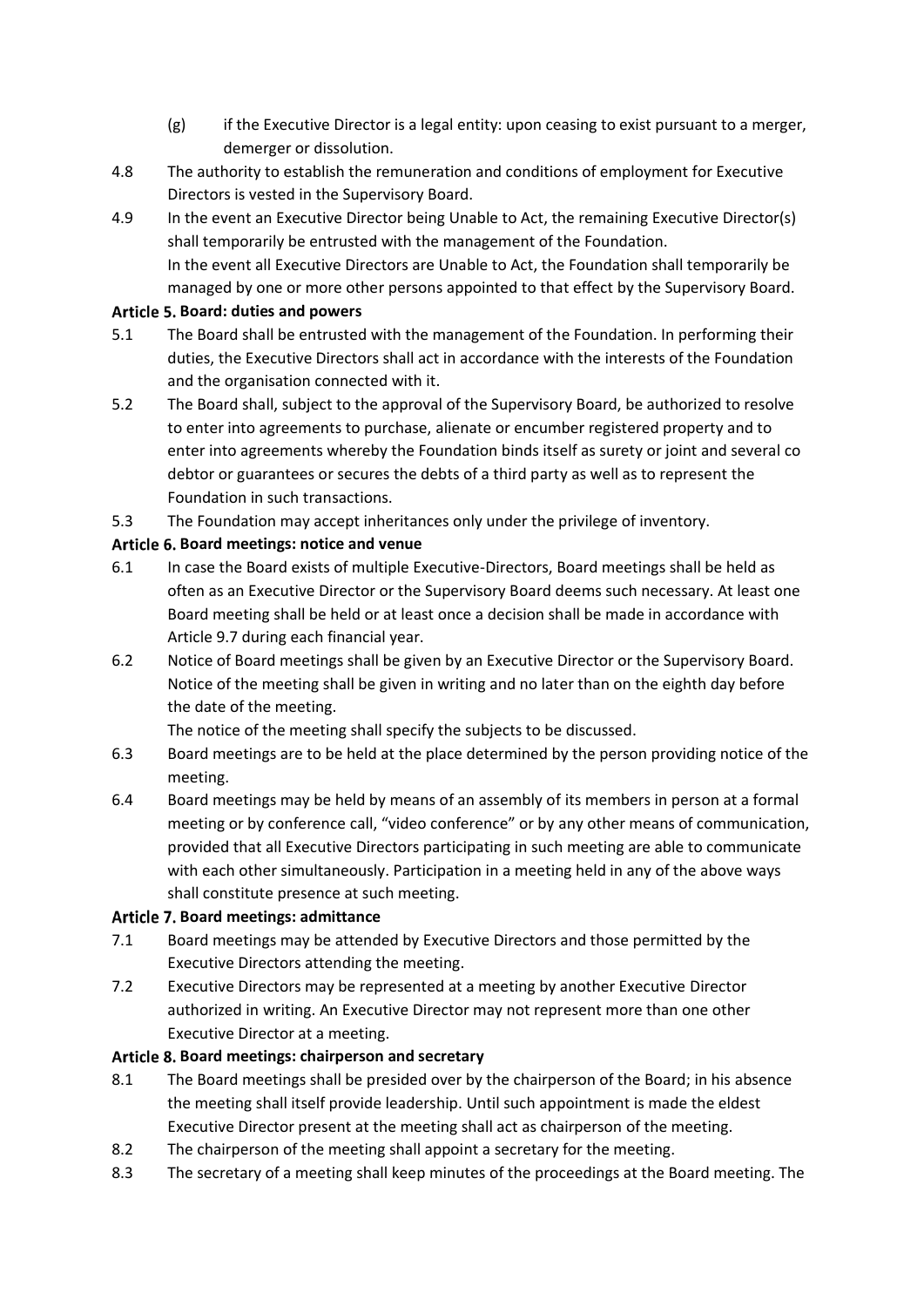(g) if the Executive Director is a legal entity: upon ceasing to exist pursuant to a merger, demerger or dissolution.

4.8 The authority to establish the remuneration and conditions of employment for Executive Directors is vested in the Supervisory Board.

4.9 In the event an Executive Director being Unable to Act, the remaining Executive Director(s) shall temporarily be entrusted with the management of the Foundation.
In the event all Executive Directors are Unable to Act, the Foundation shall temporarily be managed by one or more other persons appointed to that effect by the Supervisory Board.

### Article 5. Board: duties and powers

5.1 The Board shall be entrusted with the management of the Foundation. In performing their duties, the Executive Directors shall act in accordance with the interests of the Foundation and the organisation connected with it.

5.2 The Board shall, subject to the approval of the Supervisory Board, be authorized to resolve to enter into agreements to purchase, alienate or encumber registered property and to enter into agreements whereby the Foundation binds itself as surety or joint and several co debtor or guarantees or secures the debts of a third party as well as to represent the Foundation in such transactions.

5.3 The Foundation may accept inheritances only under the privilege of inventory.

### Article 6. Board meetings: notice and venue

6.1 In case the Board exists of multiple Executive-Directors, Board meetings shall be held as often as an Executive Director or the Supervisory Board deems such necessary. At least one Board meeting shall be held or at least once a decision shall be made in accordance with Article 9.7 during each financial year.

6.2 Notice of Board meetings shall be given by an Executive Director or the Supervisory Board. Notice of the meeting shall be given in writing and no later than on the eighth day before the date of the meeting.
The notice of the meeting shall specify the subjects to be discussed.

6.3 Board meetings are to be held at the place determined by the person providing notice of the meeting.

6.4 Board meetings may be held by means of an assembly of its members in person at a formal meeting or by conference call, "video conference" or by any other means of communication, provided that all Executive Directors participating in such meeting are able to communicate with each other simultaneously. Participation in a meeting held in any of the above ways shall constitute presence at such meeting.

### Article 7. Board meetings: admittance

7.1 Board meetings may be attended by Executive Directors and those permitted by the Executive Directors attending the meeting.

7.2 Executive Directors may be represented at a meeting by another Executive Director authorized in writing. An Executive Director may not represent more than one other Executive Director at a meeting.

### Article 8. Board meetings: chairperson and secretary

8.1 The Board meetings shall be presided over by the chairperson of the Board; in his absence the meeting shall itself provide leadership. Until such appointment is made the eldest Executive Director present at the meeting shall act as chairperson of the meeting.

8.2 The chairperson of the meeting shall appoint a secretary for the meeting.

8.3 The secretary of a meeting shall keep minutes of the proceedings at the Board meeting. The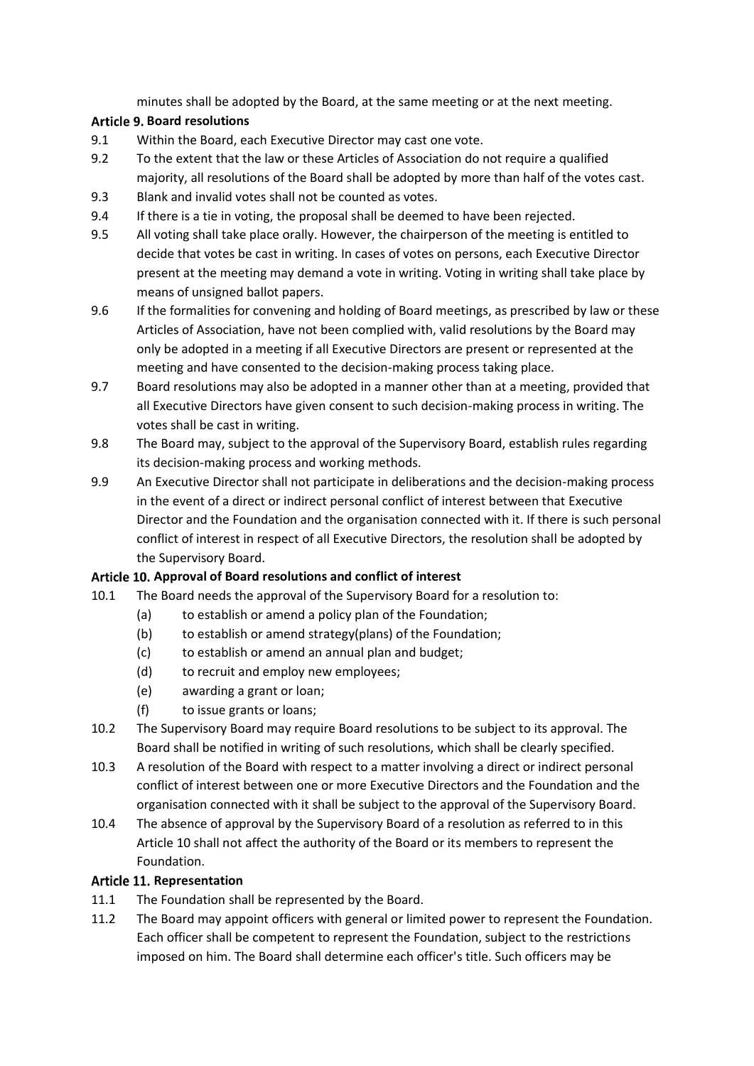minutes shall be adopted by the Board, at the same meeting or at the next meeting.

### Article 9. Board resolutions

9.1 Within the Board, each Executive Director may cast one vote.

9.2 To the extent that the law or these Articles of Association do not require a qualified majority, all resolutions of the Board shall be adopted by more than half of the votes cast.

9.3 Blank and invalid votes shall not be counted as votes.

9.4 If there is a tie in voting, the proposal shall be deemed to have been rejected.

9.5 All voting shall take place orally. However, the chairperson of the meeting is entitled to decide that votes be cast in writing. In cases of votes on persons, each Executive Director present at the meeting may demand a vote in writing. Voting in writing shall take place by means of unsigned ballot papers.

9.6 If the formalities for convening and holding of Board meetings, as prescribed by law or these Articles of Association, have not been complied with, valid resolutions by the Board may only be adopted in a meeting if all Executive Directors are present or represented at the meeting and have consented to the decision-making process taking place.

9.7 Board resolutions may also be adopted in a manner other than at a meeting, provided that all Executive Directors have given consent to such decision-making process in writing. The votes shall be cast in writing.

9.8 The Board may, subject to the approval of the Supervisory Board, establish rules regarding its decision-making process and working methods.

9.9 An Executive Director shall not participate in deliberations and the decision-making process in the event of a direct or indirect personal conflict of interest between that Executive Director and the Foundation and the organisation connected with it. If there is such personal conflict of interest in respect of all Executive Directors, the resolution shall be adopted by the Supervisory Board.

### Article 10. Approval of Board resolutions and conflict of interest

10.1 The Board needs the approval of the Supervisory Board for a resolution to:

- (a) to establish or amend a policy plan of the Foundation;
- (b) to establish or amend strategy(plans) of the Foundation;
- (c) to establish or amend an annual plan and budget;
- (d) to recruit and employ new employees;
- (e) awarding a grant or loan;
- (f) to issue grants or loans;

10.2 The Supervisory Board may require Board resolutions to be subject to its approval. The Board shall be notified in writing of such resolutions, which shall be clearly specified.

10.3 A resolution of the Board with respect to a matter involving a direct or indirect personal conflict of interest between one or more Executive Directors and the Foundation and the organisation connected with it shall be subject to the approval of the Supervisory Board.

10.4 The absence of approval by the Supervisory Board of a resolution as referred to in this Article 10 shall not affect the authority of the Board or its members to represent the Foundation.

### Article 11. Representation

11.1 The Foundation shall be represented by the Board.

11.2 The Board may appoint officers with general or limited power to represent the Foundation. Each officer shall be competent to represent the Foundation, subject to the restrictions imposed on him. The Board shall determine each officer's title. Such officers may be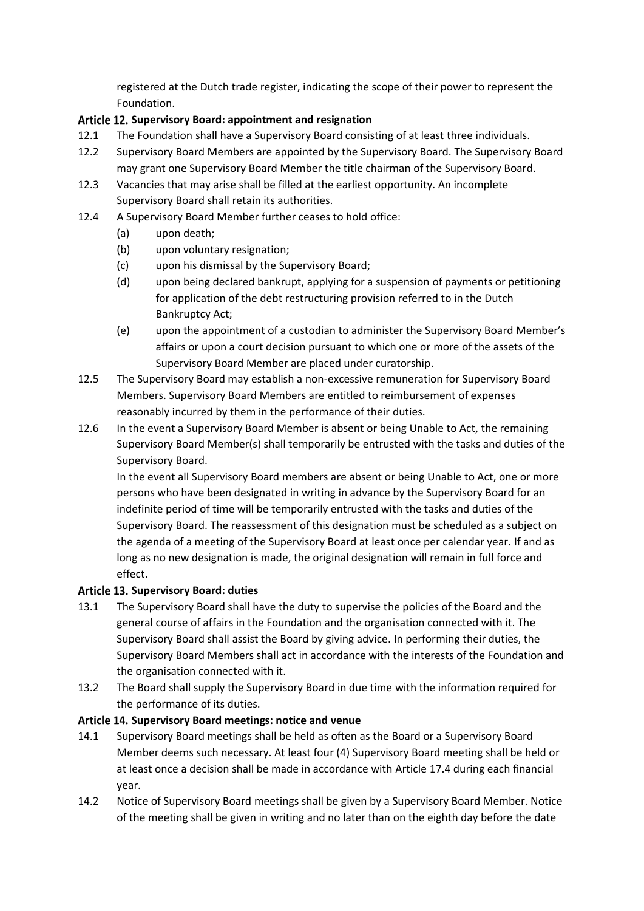registered at the Dutch trade register, indicating the scope of their power to represent the Foundation.

### Article 12. Supervisory Board: appointment and resignation

12.1 The Foundation shall have a Supervisory Board consisting of at least three individuals.

12.2 Supervisory Board Members are appointed by the Supervisory Board. The Supervisory Board may grant one Supervisory Board Member the title chairman of the Supervisory Board.

12.3 Vacancies that may arise shall be filled at the earliest opportunity. An incomplete Supervisory Board shall retain its authorities.

12.4 A Supervisory Board Member further ceases to hold office:

- (a) upon death;
- (b) upon voluntary resignation;
- (c) upon his dismissal by the Supervisory Board;
- (d) upon being declared bankrupt, applying for a suspension of payments or petitioning for application of the debt restructuring provision referred to in the Dutch Bankruptcy Act;
- (e) upon the appointment of a custodian to administer the Supervisory Board Member's affairs or upon a court decision pursuant to which one or more of the assets of the Supervisory Board Member are placed under curatorship.

12.5 The Supervisory Board may establish a non-excessive remuneration for Supervisory Board Members. Supervisory Board Members are entitled to reimbursement of expenses reasonably incurred by them in the performance of their duties.

12.6 In the event a Supervisory Board Member is absent or being Unable to Act, the remaining Supervisory Board Member(s) shall temporarily be entrusted with the tasks and duties of the Supervisory Board.

In the event all Supervisory Board members are absent or being Unable to Act, one or more persons who have been designated in writing in advance by the Supervisory Board for an indefinite period of time will be temporarily entrusted with the tasks and duties of the Supervisory Board. The reassessment of this designation must be scheduled as a subject on the agenda of a meeting of the Supervisory Board at least once per calendar year. If and as long as no new designation is made, the original designation will remain in full force and effect.

### Article 13. Supervisory Board: duties

13.1 The Supervisory Board shall have the duty to supervise the policies of the Board and the general course of affairs in the Foundation and the organisation connected with it. The Supervisory Board shall assist the Board by giving advice. In performing their duties, the Supervisory Board Members shall act in accordance with the interests of the Foundation and the organisation connected with it.

13.2 The Board shall supply the Supervisory Board in due time with the information required for the performance of its duties.

### Article 14. Supervisory Board meetings: notice and venue

14.1 Supervisory Board meetings shall be held as often as the Board or a Supervisory Board Member deems such necessary. At least four (4) Supervisory Board meeting shall be held or at least once a decision shall be made in accordance with Article 17.4 during each financial year.

14.2 Notice of Supervisory Board meetings shall be given by a Supervisory Board Member. Notice of the meeting shall be given in writing and no later than on the eighth day before the date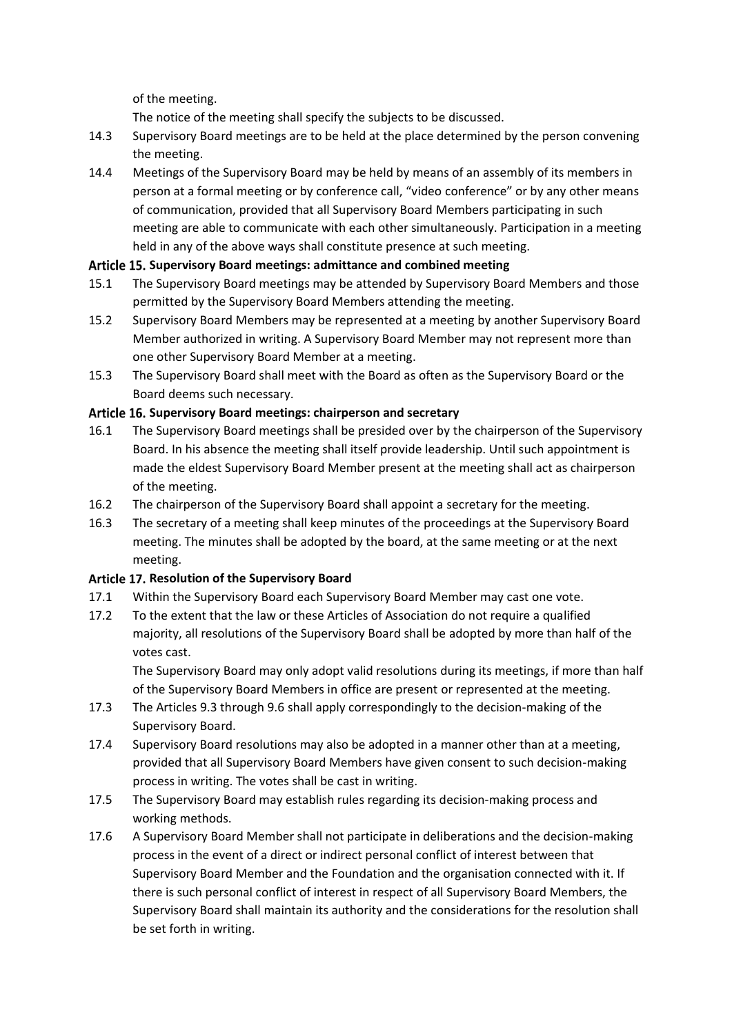of the meeting.

The notice of the meeting shall specify the subjects to be discussed.

14.3 Supervisory Board meetings are to be held at the place determined by the person convening the meeting.

14.4 Meetings of the Supervisory Board may be held by means of an assembly of its members in person at a formal meeting or by conference call, "video conference" or by any other means of communication, provided that all Supervisory Board Members participating in such meeting are able to communicate with each other simultaneously. Participation in a meeting held in any of the above ways shall constitute presence at such meeting.

### Article 15. Supervisory Board meetings: admittance and combined meeting

15.1 The Supervisory Board meetings may be attended by Supervisory Board Members and those permitted by the Supervisory Board Members attending the meeting.

15.2 Supervisory Board Members may be represented at a meeting by another Supervisory Board Member authorized in writing. A Supervisory Board Member may not represent more than one other Supervisory Board Member at a meeting.

15.3 The Supervisory Board shall meet with the Board as often as the Supervisory Board or the Board deems such necessary.

### Article 16. Supervisory Board meetings: chairperson and secretary

16.1 The Supervisory Board meetings shall be presided over by the chairperson of the Supervisory Board. In his absence the meeting shall itself provide leadership. Until such appointment is made the eldest Supervisory Board Member present at the meeting shall act as chairperson of the meeting.

16.2 The chairperson of the Supervisory Board shall appoint a secretary for the meeting.

16.3 The secretary of a meeting shall keep minutes of the proceedings at the Supervisory Board meeting. The minutes shall be adopted by the board, at the same meeting or at the next meeting.

### Article 17. Resolution of the Supervisory Board

17.1 Within the Supervisory Board each Supervisory Board Member may cast one vote.

17.2 To the extent that the law or these Articles of Association do not require a qualified majority, all resolutions of the Supervisory Board shall be adopted by more than half of the votes cast.

The Supervisory Board may only adopt valid resolutions during its meetings, if more than half of the Supervisory Board Members in office are present or represented at the meeting.

17.3 The Articles 9.3 through 9.6 shall apply correspondingly to the decision-making of the Supervisory Board.

17.4 Supervisory Board resolutions may also be adopted in a manner other than at a meeting, provided that all Supervisory Board Members have given consent to such decision-making process in writing. The votes shall be cast in writing.

17.5 The Supervisory Board may establish rules regarding its decision-making process and working methods.

17.6 A Supervisory Board Member shall not participate in deliberations and the decision-making process in the event of a direct or indirect personal conflict of interest between that Supervisory Board Member and the Foundation and the organisation connected with it. If there is such personal conflict of interest in respect of all Supervisory Board Members, the Supervisory Board shall maintain its authority and the considerations for the resolution shall be set forth in writing.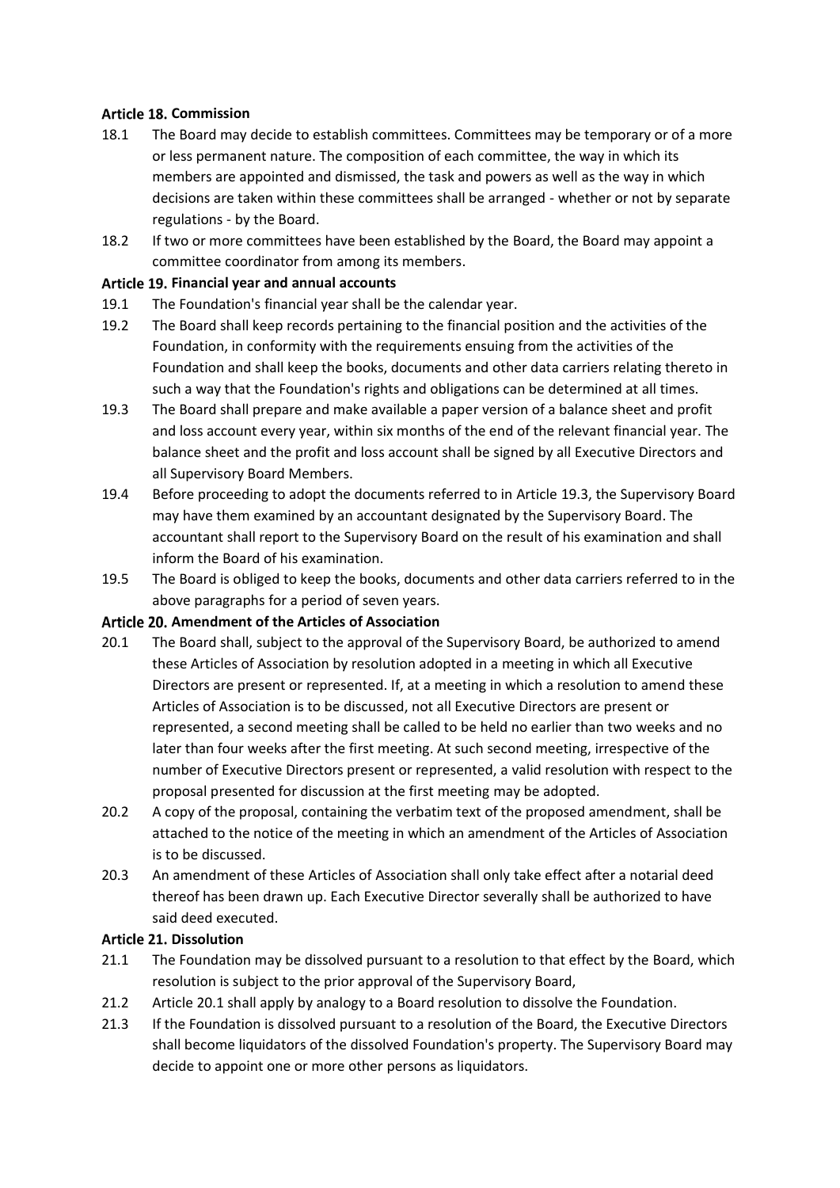### Article 18. Commission

18.1 The Board may decide to establish committees. Committees may be temporary or of a more or less permanent nature. The composition of each committee, the way in which its members are appointed and dismissed, the task and powers as well as the way in which decisions are taken within these committees shall be arranged - whether or not by separate regulations - by the Board.

18.2 If two or more committees have been established by the Board, the Board may appoint a committee coordinator from among its members.

### Article 19. Financial year and annual accounts

19.1 The Foundation's financial year shall be the calendar year.

19.2 The Board shall keep records pertaining to the financial position and the activities of the Foundation, in conformity with the requirements ensuing from the activities of the Foundation and shall keep the books, documents and other data carriers relating thereto in such a way that the Foundation's rights and obligations can be determined at all times.

19.3 The Board shall prepare and make available a paper version of a balance sheet and profit and loss account every year, within six months of the end of the relevant financial year. The balance sheet and the profit and loss account shall be signed by all Executive Directors and all Supervisory Board Members.

19.4 Before proceeding to adopt the documents referred to in Article 19.3, the Supervisory Board may have them examined by an accountant designated by the Supervisory Board. The accountant shall report to the Supervisory Board on the result of his examination and shall inform the Board of his examination.

19.5 The Board is obliged to keep the books, documents and other data carriers referred to in the above paragraphs for a period of seven years.

### Article 20. Amendment of the Articles of Association

20.1 The Board shall, subject to the approval of the Supervisory Board, be authorized to amend these Articles of Association by resolution adopted in a meeting in which all Executive Directors are present or represented. If, at a meeting in which a resolution to amend these Articles of Association is to be discussed, not all Executive Directors are present or represented, a second meeting shall be called to be held no earlier than two weeks and no later than four weeks after the first meeting. At such second meeting, irrespective of the number of Executive Directors present or represented, a valid resolution with respect to the proposal presented for discussion at the first meeting may be adopted.

20.2 A copy of the proposal, containing the verbatim text of the proposed amendment, shall be attached to the notice of the meeting in which an amendment of the Articles of Association is to be discussed.

20.3 An amendment of these Articles of Association shall only take effect after a notarial deed thereof has been drawn up. Each Executive Director severally shall be authorized to have said deed executed.

### Article 21. Dissolution

21.1 The Foundation may be dissolved pursuant to a resolution to that effect by the Board, which resolution is subject to the prior approval of the Supervisory Board,

21.2 Article 20.1 shall apply by analogy to a Board resolution to dissolve the Foundation.

21.3 If the Foundation is dissolved pursuant to a resolution of the Board, the Executive Directors shall become liquidators of the dissolved Foundation's property. The Supervisory Board may decide to appoint one or more other persons as liquidators.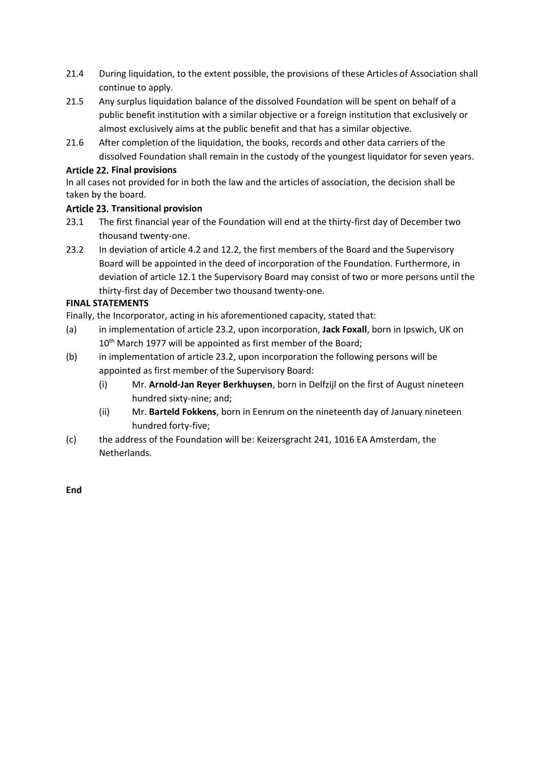21.4 During liquidation, to the extent possible, the provisions of these Articles of Association shall continue to apply.

21.5 Any surplus liquidation balance of the dissolved Foundation will be spent on behalf of a public benefit institution with a similar objective or a foreign institution that exclusively or almost exclusively aims at the public benefit and that has a similar objective.

21.6 After completion of the liquidation, the books, records and other data carriers of the dissolved Foundation shall remain in the custody of the youngest liquidator for seven years.

### Article 22. Final provisions

In all cases not provided for in both the law and the articles of association, the decision shall be taken by the board.

### Article 23. Transitional provision

23.1 The first financial year of the Foundation will end at the thirty-first day of December two thousand twenty-one.

23.2 In deviation of article 4.2 and 12.2, the first members of the Board and the Supervisory Board will be appointed in the deed of incorporation of the Foundation. Furthermore, in deviation of article 12.1 the Supervisory Board may consist of two or more persons until the thirty-first day of December two thousand twenty-one.

**FINAL STATEMENTS**

Finally, the Incorporator, acting in his aforementioned capacity, stated that:

(a) in implementation of article 23.2, upon incorporation, **Jack Foxall**, born in Ipswich, UK on 10th March 1977 will be appointed as first member of the Board;

(b) in implementation of article 23.2, upon incorporation the following persons will be appointed as first member of the Supervisory Board:

  (i) Mr. **Arnold-Jan Reyer Berkhuysen**, born in Delfzijl on the first of August nineteen hundred sixty-nine; and;

  (ii) Mr. **Barteld Fokkens**, born in Eenrum on the nineteenth day of January nineteen hundred forty-five;

(c) the address of the Foundation will be: Keizersgracht 241, 1016 EA Amsterdam, the Netherlands.

**End**